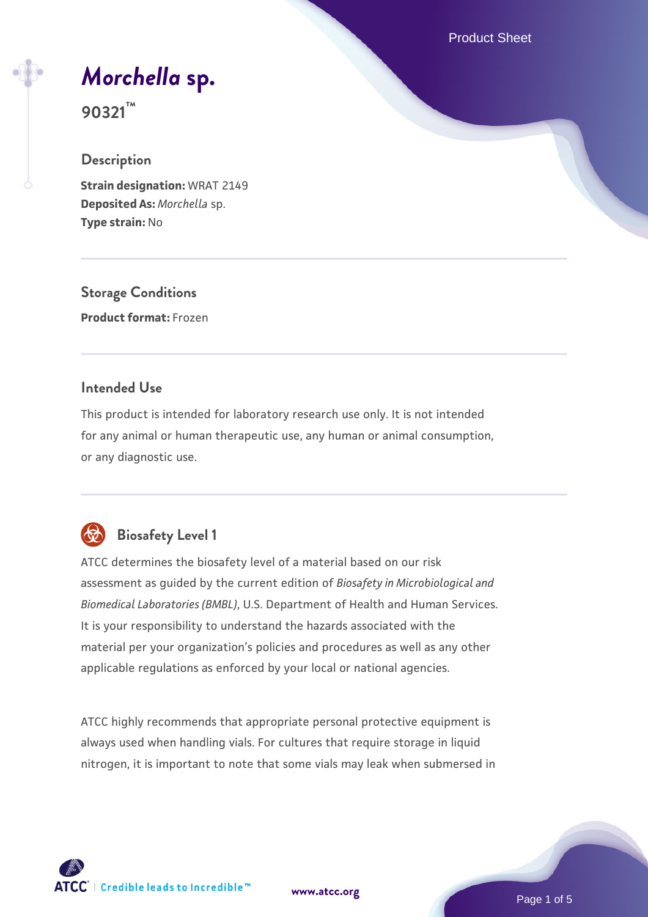# *Morchella* sp.

**90321™**

## Description

**Strain designation:** WRAT 2149
**Deposited As:** *Morchella* sp.
**Type strain:** No

## Storage Conditions

**Product format:** Frozen

## Intended Use

This product is intended for laboratory research use only. It is not intended for any animal or human therapeutic use, any human or animal consumption, or any diagnostic use.

## Biosafety Level 1

ATCC determines the biosafety level of a material based on our risk assessment as guided by the current edition of *Biosafety in Microbiological and Biomedical Laboratories (BMBL)*, U.S. Department of Health and Human Services. It is your responsibility to understand the hazards associated with the material per your organization's policies and procedures as well as any other applicable regulations as enforced by your local or national agencies.

ATCC highly recommends that appropriate personal protective equipment is always used when handling vials. For cultures that require storage in liquid nitrogen, it is important to note that some vials may leak when submersed in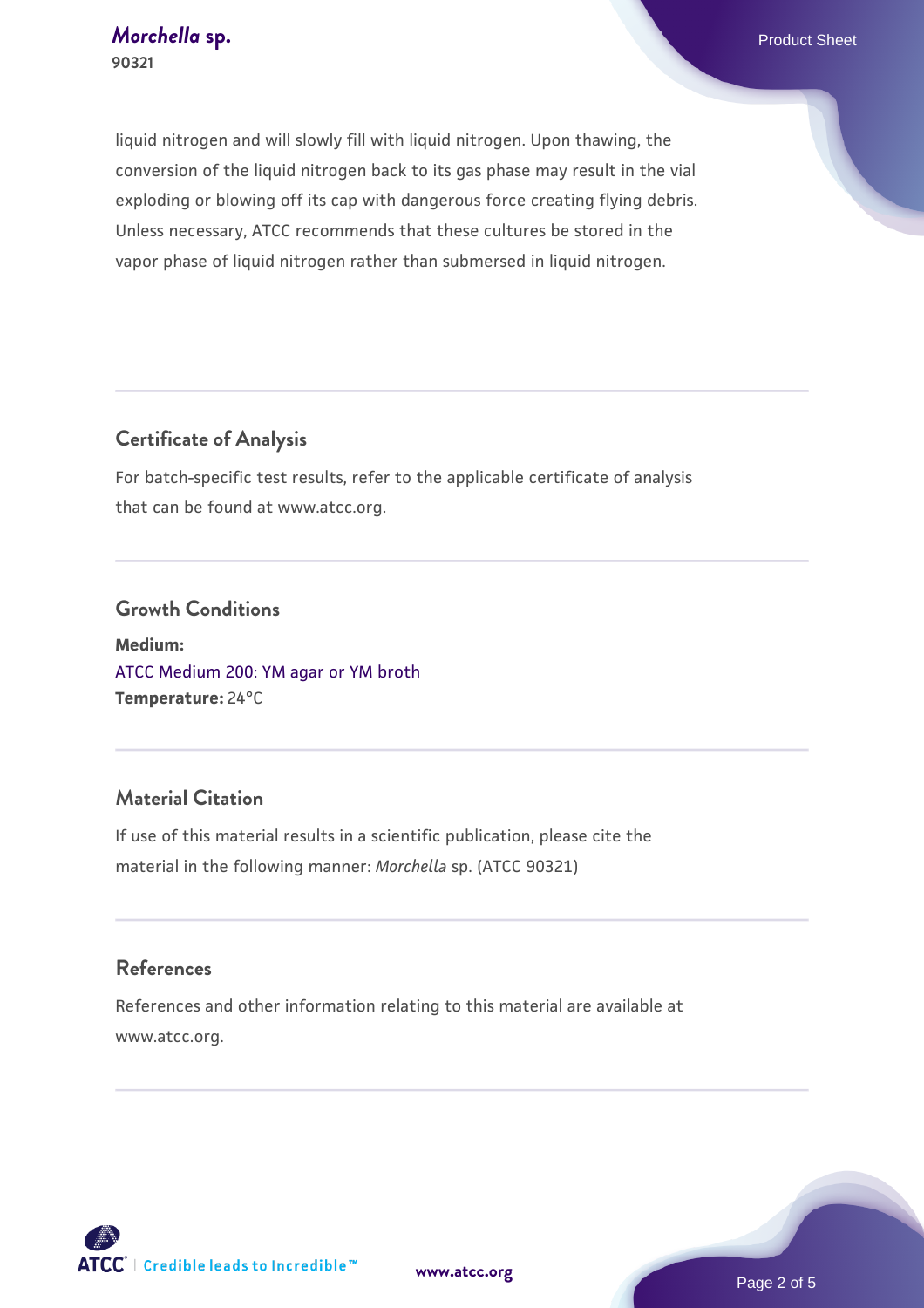liquid nitrogen and will slowly fill with liquid nitrogen. Upon thawing, the conversion of the liquid nitrogen back to its gas phase may result in the vial exploding or blowing off its cap with dangerous force creating flying debris. Unless necessary, ATCC recommends that these cultures be stored in the vapor phase of liquid nitrogen rather than submersed in liquid nitrogen.

## Certificate of Analysis

For batch-specific test results, refer to the applicable certificate of analysis that can be found at www.atcc.org.

## Growth Conditions

**Medium:**
ATCC Medium 200: YM agar or YM broth
**Temperature:** 24°C

## Material Citation

If use of this material results in a scientific publication, please cite the material in the following manner: *Morchella* sp. (ATCC 90321)

## References

References and other information relating to this material are available at www.atcc.org.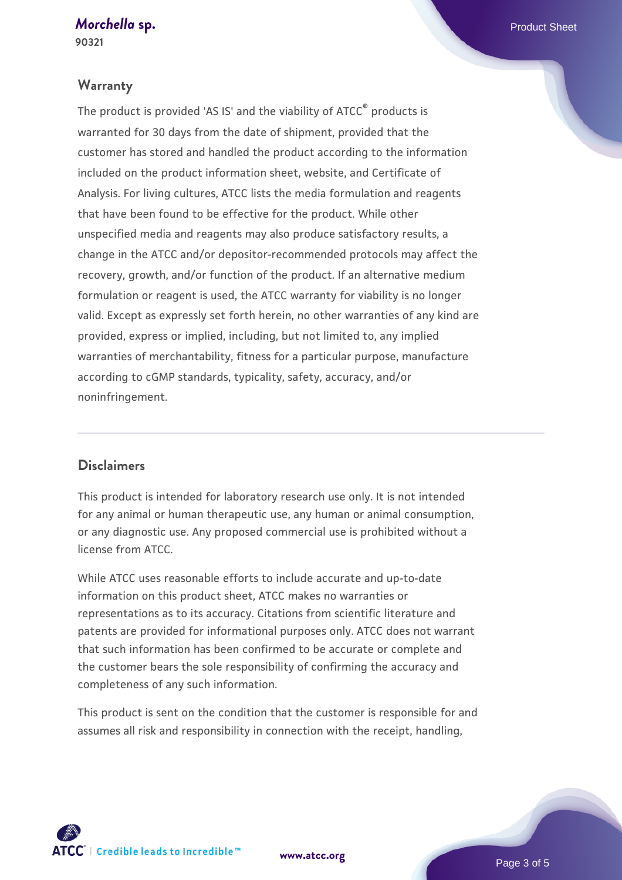## Warranty

The product is provided 'AS IS' and the viability of ATCC® products is warranted for 30 days from the date of shipment, provided that the customer has stored and handled the product according to the information included on the product information sheet, website, and Certificate of Analysis. For living cultures, ATCC lists the media formulation and reagents that have been found to be effective for the product. While other unspecified media and reagents may also produce satisfactory results, a change in the ATCC and/or depositor-recommended protocols may affect the recovery, growth, and/or function of the product. If an alternative medium formulation or reagent is used, the ATCC warranty for viability is no longer valid. Except as expressly set forth herein, no other warranties of any kind are provided, express or implied, including, but not limited to, any implied warranties of merchantability, fitness for a particular purpose, manufacture according to cGMP standards, typicality, safety, accuracy, and/or noninfringement.

## Disclaimers

This product is intended for laboratory research use only. It is not intended for any animal or human therapeutic use, any human or animal consumption, or any diagnostic use. Any proposed commercial use is prohibited without a license from ATCC.

While ATCC uses reasonable efforts to include accurate and up-to-date information on this product sheet, ATCC makes no warranties or representations as to its accuracy. Citations from scientific literature and patents are provided for informational purposes only. ATCC does not warrant that such information has been confirmed to be accurate or complete and the customer bears the sole responsibility of confirming the accuracy and completeness of any such information.

This product is sent on the condition that the customer is responsible for and assumes all risk and responsibility in connection with the receipt, handling,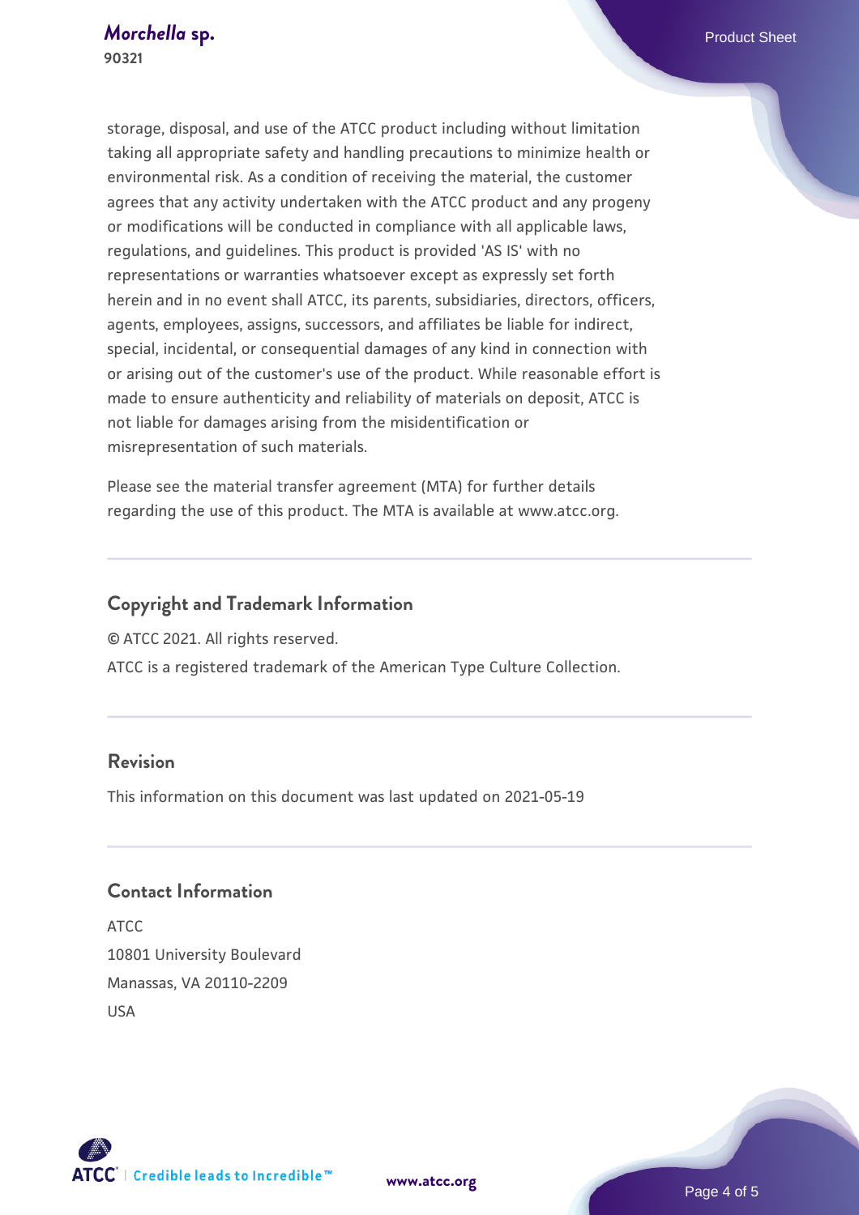storage, disposal, and use of the ATCC product including without limitation taking all appropriate safety and handling precautions to minimize health or environmental risk. As a condition of receiving the material, the customer agrees that any activity undertaken with the ATCC product and any progeny or modifications will be conducted in compliance with all applicable laws, regulations, and guidelines. This product is provided 'AS IS' with no representations or warranties whatsoever except as expressly set forth herein and in no event shall ATCC, its parents, subsidiaries, directors, officers, agents, employees, assigns, successors, and affiliates be liable for indirect, special, incidental, or consequential damages of any kind in connection with or arising out of the customer's use of the product. While reasonable effort is made to ensure authenticity and reliability of materials on deposit, ATCC is not liable for damages arising from the misidentification or misrepresentation of such materials.

Please see the material transfer agreement (MTA) for further details regarding the use of this product. The MTA is available at www.atcc.org.

## Copyright and Trademark Information

© ATCC 2021. All rights reserved.

ATCC is a registered trademark of the American Type Culture Collection.

## Revision

This information on this document was last updated on 2021-05-19

## Contact Information

ATCC
10801 University Boulevard
Manassas, VA 20110-2209
USA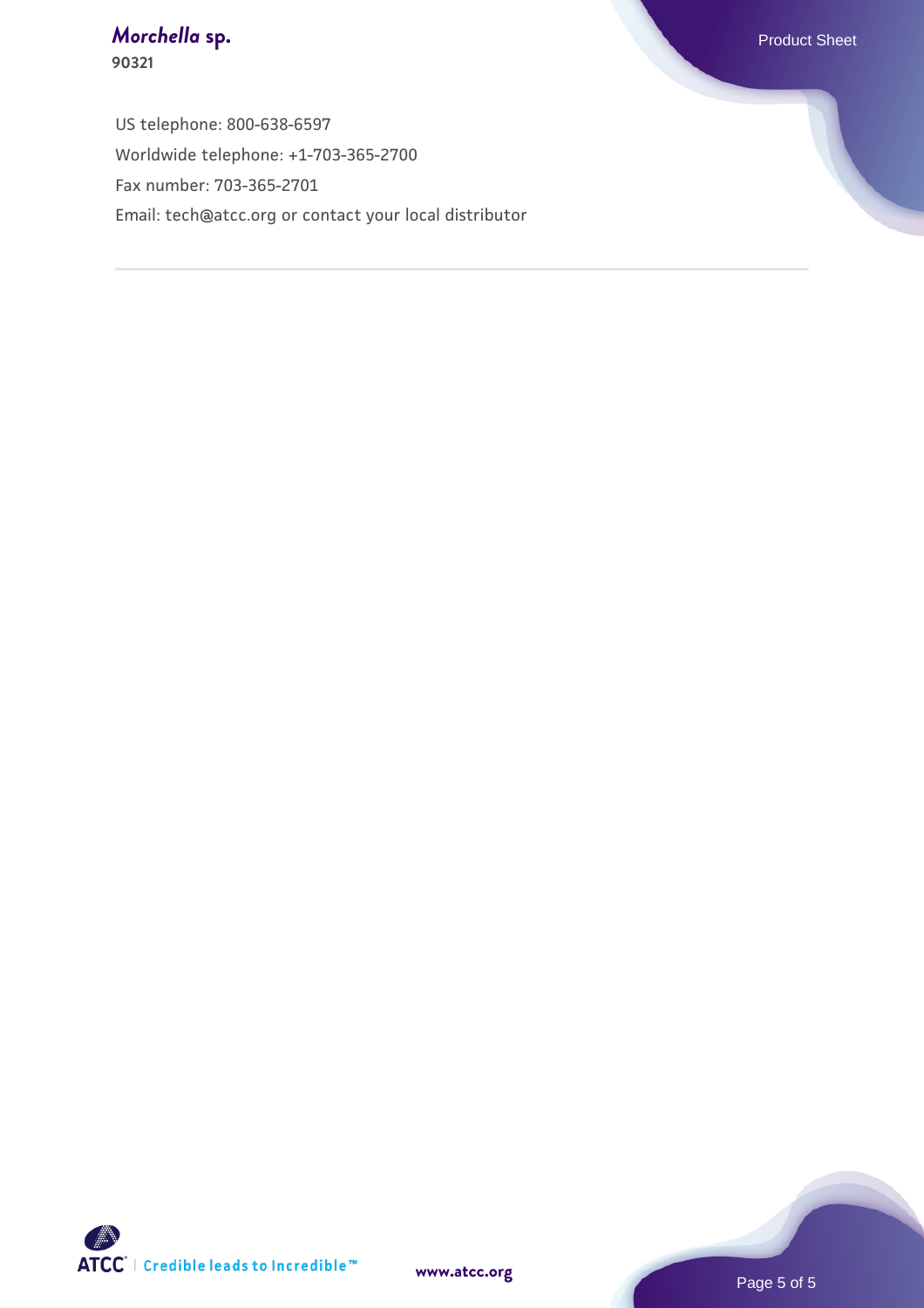US telephone: 800-638-6597

Worldwide telephone: +1-703-365-2700

Fax number: 703-365-2701

Email: tech@atcc.org or contact your local distributor